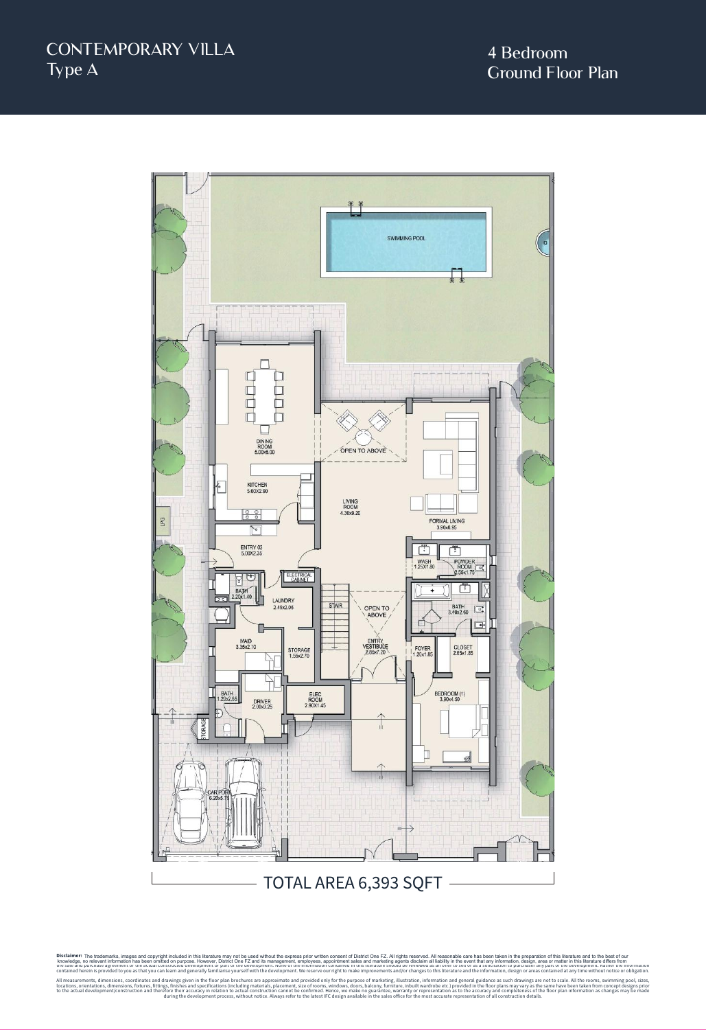CONTEMPORARY VILLA
Type A

4 Bedroom
Ground Floor Plan

SWIMMING POOL

DINING ROOM
5.00x6.00

OPEN TO ABOVE

KITCHEN
5.00x2.90

LIVING ROOM
4.30x9.20

FORMAL LIVING
3.90x6.95

LPG

ENTRY 02
5.00X2.35

WASH
1.25X1.80

POWDER ROOM
2.55x1.70

ELECTRICAL CABINET

BATH
2.20x1.60

LAUNDRY
2.45x2.05

STAIR

OPEN TO ABOVE

BATH
3.40x2.60

MAID
3.35x2.10

STORAGE
1.55x2.70

ENTRY VESTIBULE
2.65x7.20

FOYER
1.20x1.85

CLOSET
2.65x1.85

BATH
1.20x2.55

DRIVER
2.00x3.25

ELEC ROOM
2.90x1.45

BEDROOM (1)
3.90x4.50

STORAGE

CAR PORT
6.20x5.75

TOTAL AREA 6,393 SQFT

**Disclaimer:** The trademarks, images and copyright included in this literature may not be used without the express prior written consent of District One FZ. All rights reserved. All reasonable care has been taken in the preparation of this literature and to the best of our knowledge, no relevant information has been omitted on purpose. However, District One FZ and its management, employees, appointment sales and marketing agents disclaim all liability in the event that any information, design, area or matter in this literature differs from the sale and purchase agreement or the actual constructed development or part of the development. None of the information contained in this literature should be reviewed as an offer to sell or as a solicitation to purchase any part of the development. Rather the information contained herein is provided to you as that you can learn and generally familiarise yourself with the development. We reserve our right to make improvements and/or changes to this literature and the information, design or areas contained at any time without notice or obligation.

All measurements, dimensions, coordinates and drawings given in the floor plan brochures are approximate and provided only for the purpose of marketing, illustration, information and general guidance as such drawings are not to scale. All the rooms, swimming pool, sizes, locations, orientations, dimensions, fixtures, fittings, finishes and specifications (including materials, placement, size of rooms, windows, doors, balcony, furniture, inbuilt wardrobe etc.) provided in the floor plans may vary as the same have been taken from concept designs prior to the actual development/construction and therefore their accuracy in relation to actual construction cannot be confirmed. Hence, we make no guarantee, warranty or representation as to the accuracy and completeness of the floor plan information as changes may be made during the development process, without notice. Always refer to the latest IFC design available in the sales office for the most accurate representation of all construction details.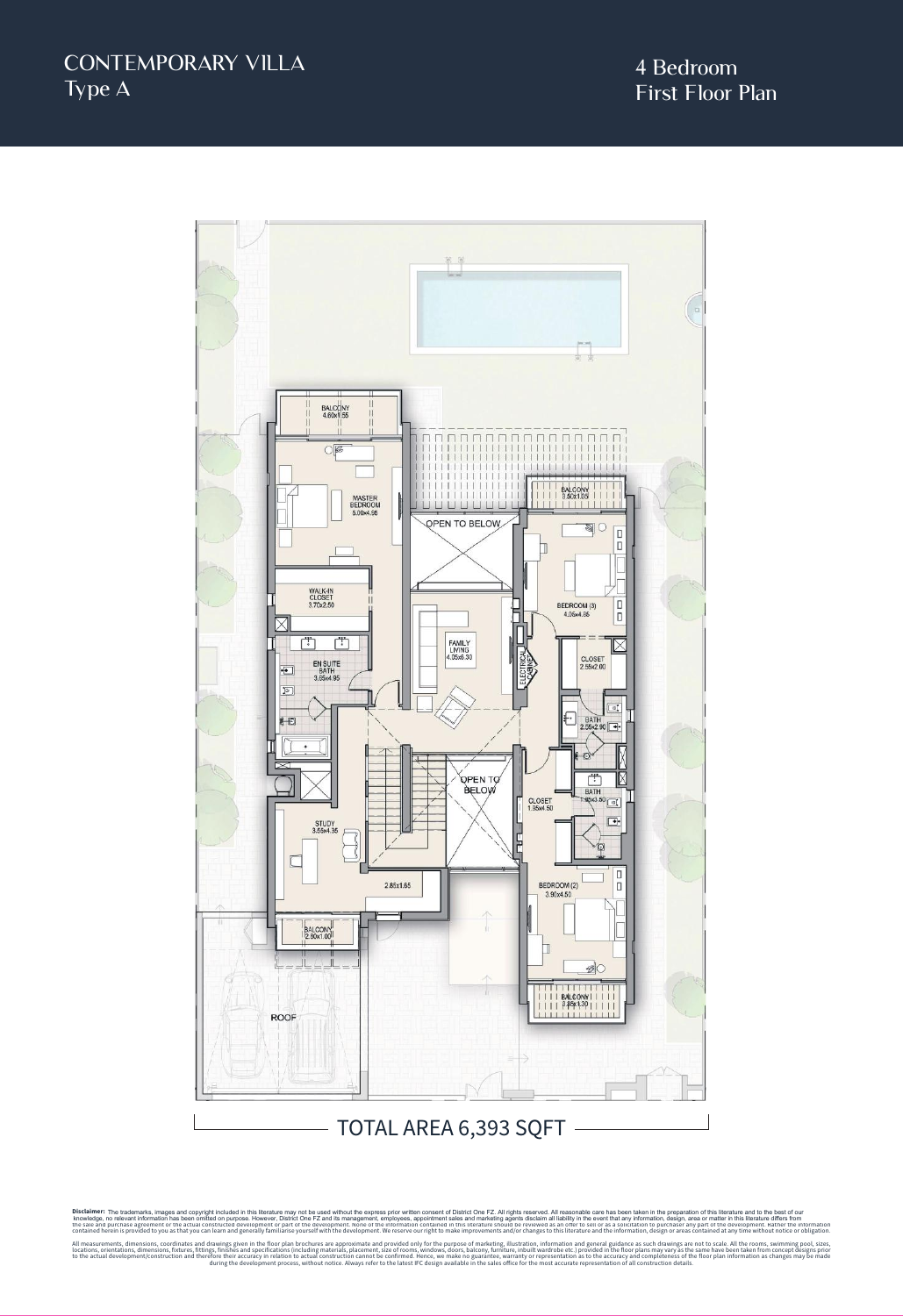# CONTEMPORARY VILLA
Type A

4 Bedroom
First Floor Plan

BALCONY
4.60x1.55

MASTER BEDROOM
5.00x4.95

WALK-IN CLOSET
3.70x2.50

EN SUITE BATH
3.55x4.95

STUDY
3.55x4.35

2.85x1.65

BALCONY
2.80x1.00

ROOF

OPEN TO BELOW

FAMILY LIVING
4.05x6.30

ELECTRICAL CABINET

OPEN TO BELOW

BALCONY
3.50x1.05

BEDROOM (3)
4.05x4.85

CLOSET
2.55x2.00

BATH
2.55x2.90

BATH
1.95x3.50

CLOSET
1.95x4.50

BEDROOM (2)
3.90x4.50

BALCONY
3.85x1.30

TOTAL AREA 6,393 SQFT

**Disclaimer:** The trademarks, images and copyright included in this literature may not be used without the express prior written consent of District One FZ. All rights reserved. All reasonable care has been taken in the preparation of this literature and to the best of our knowledge, no relevant information has been omitted on purpose. However, District One FZ and its management, employees, appointment sales and marketing agents disclaim all liability in the event that any information, design, area or matter in this literature differs from the sale and purchase agreement or the actual constructed development or part of the development. None of the information contained in this literature should be reviewed as an offer to sell or as a solicitation to purchaser any part of the development. Rather the information contained herein is provided to you as that you can learn and generally familiarise yourself with the development. We reserve our right to make improvements and/or changes to this literature and the information, design or areas contained at any time without notice or obligation.

All measurements, dimensions, coordinates and drawings given in the floor plan brochures are approximate and provided only for the purpose of marketing, illustration, information and general guidance as such drawings are not to scale. All the rooms, swimming pool, sizes, locations, orientations, dimensions, fixtures, fittings, finishes and specifications (including materials, placement, size of rooms, windows, doors, balcony, furniture, inbuilt wardrobe etc.) provided in the floor plans may vary as the same have been taken from concept designs prior to the actual development/construction and therefore their accuracy in relation to actual construction cannot be confirmed. Hence, we make no guarantee, warranty or representation as to the accuracy and completeness of the floor plan information as changes may be made during the development process, without notice. Always refer to the latest IFC design available in the sales office for the most accurate representation of all construction details.